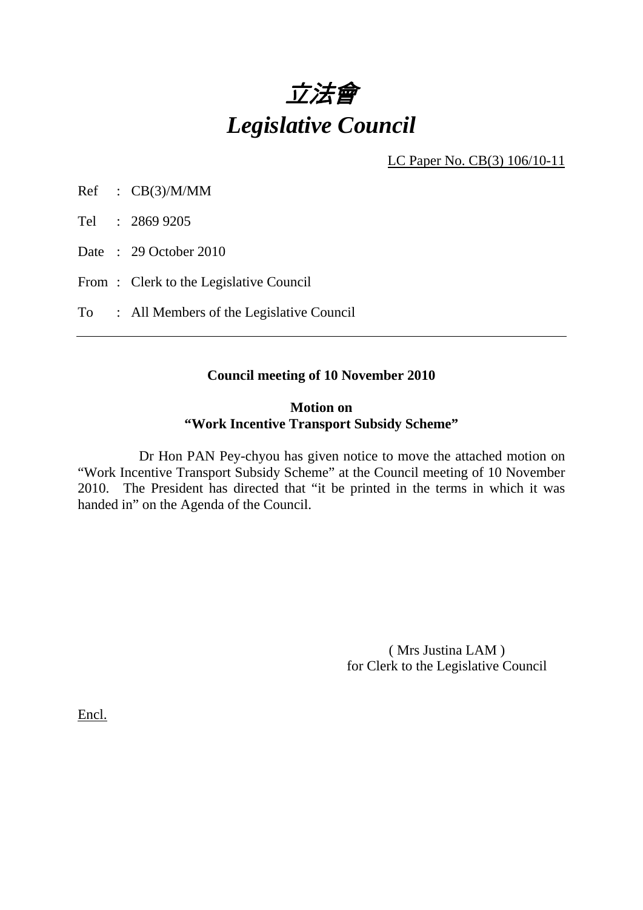# *立法會*
# *Legislative Council*

LC Paper No. CB(3) 106/10-11

Ref : CB(3)/M/MM

Tel : 2869 9205

Date : 29 October 2010

From : Clerk to the Legislative Council

To : All Members of the Legislative Council

---

**Council meeting of 10 November 2010**

**Motion on**
**"Work Incentive Transport Subsidy Scheme"**

Dr Hon PAN Pey-chyou has given notice to move the attached motion on "Work Incentive Transport Subsidy Scheme" at the Council meeting of 10 November 2010. The President has directed that "it be printed in the terms in which it was handed in" on the Agenda of the Council.

( Mrs Justina LAM )
for Clerk to the Legislative Council

Encl.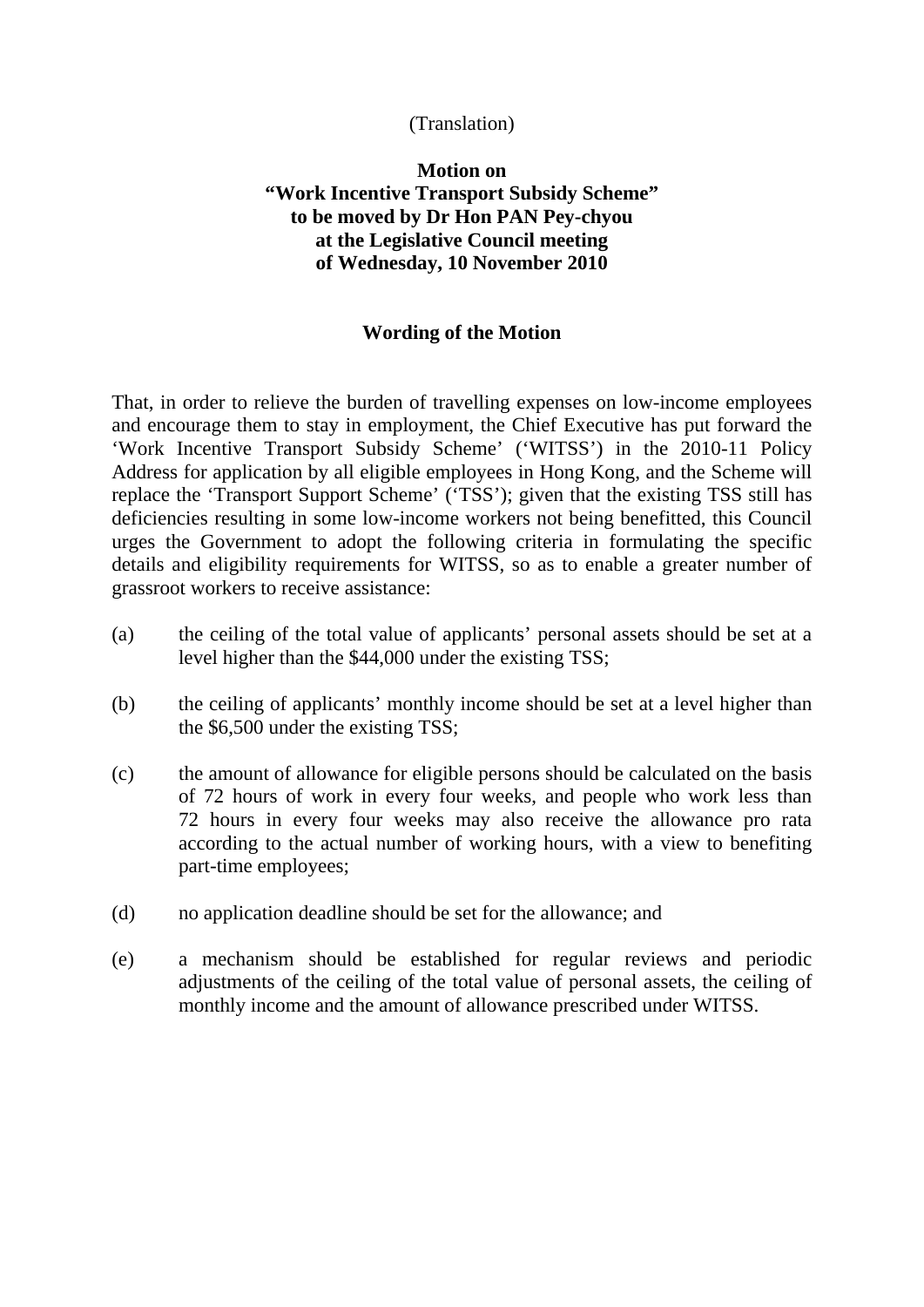(Translation)

**Motion on**
**“Work Incentive Transport Subsidy Scheme”**
**to be moved by Dr Hon PAN Pey-chyou**
**at the Legislative Council meeting**
**of Wednesday, 10 November 2010**

**Wording of the Motion**

That, in order to relieve the burden of travelling expenses on low-income employees and encourage them to stay in employment, the Chief Executive has put forward the ‘Work Incentive Transport Subsidy Scheme’ (‘WITSS’) in the 2010-11 Policy Address for application by all eligible employees in Hong Kong, and the Scheme will replace the ‘Transport Support Scheme’ (‘TSS’); given that the existing TSS still has deficiencies resulting in some low-income workers not being benefitted, this Council urges the Government to adopt the following criteria in formulating the specific details and eligibility requirements for WITSS, so as to enable a greater number of grassroot workers to receive assistance:

(a) the ceiling of the total value of applicants’ personal assets should be set at a level higher than the $44,000 under the existing TSS;

(b) the ceiling of applicants’ monthly income should be set at a level higher than the $6,500 under the existing TSS;

(c) the amount of allowance for eligible persons should be calculated on the basis of 72 hours of work in every four weeks, and people who work less than 72 hours in every four weeks may also receive the allowance pro rata according to the actual number of working hours, with a view to benefiting part-time employees;

(d) no application deadline should be set for the allowance; and

(e) a mechanism should be established for regular reviews and periodic adjustments of the ceiling of the total value of personal assets, the ceiling of monthly income and the amount of allowance prescribed under WITSS.